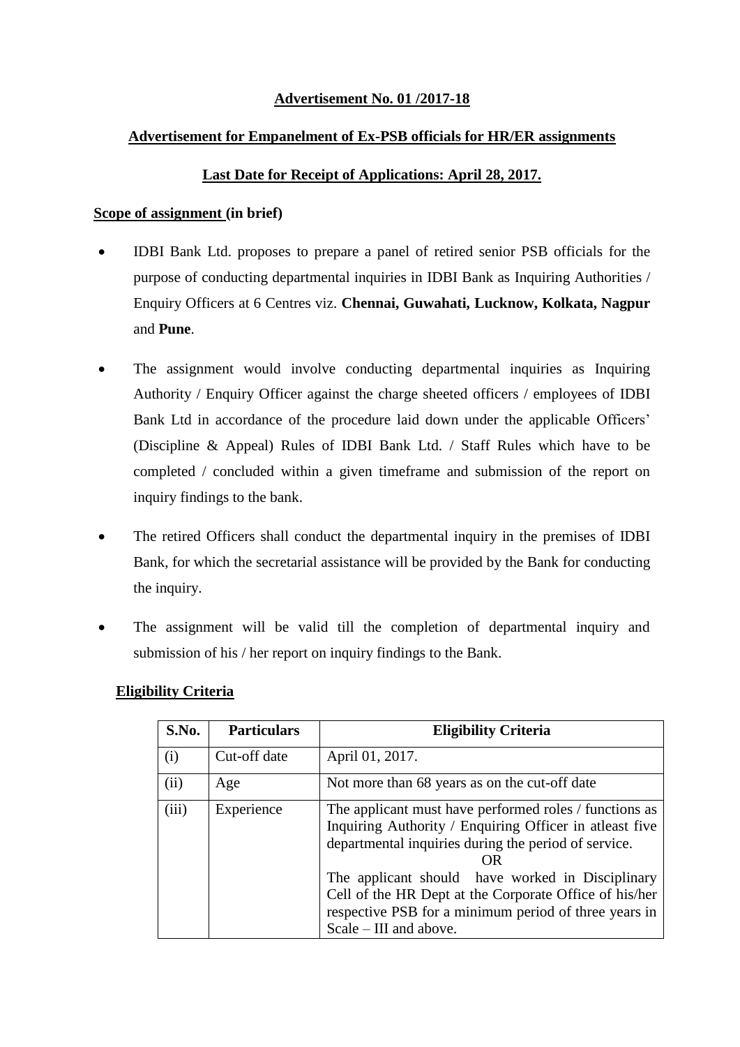**Advertisement No. 01 /2017-18**

**Advertisement for Empanelment of Ex-PSB officials for HR/ER assignments**

**Last Date for Receipt of Applications: April 28, 2017.**

**Scope of assignment (in brief)**

- IDBI Bank Ltd. proposes to prepare a panel of retired senior PSB officials for the purpose of conducting departmental inquiries in IDBI Bank as Inquiring Authorities / Enquiry Officers at 6 Centres viz. **Chennai, Guwahati, Lucknow, Kolkata, Nagpur** and **Pune**.

- The assignment would involve conducting departmental inquiries as Inquiring Authority / Enquiry Officer against the charge sheeted officers / employees of IDBI Bank Ltd in accordance of the procedure laid down under the applicable Officers' (Discipline & Appeal) Rules of IDBI Bank Ltd. / Staff Rules which have to be completed / concluded within a given timeframe and submission of the report on inquiry findings to the bank.

- The retired Officers shall conduct the departmental inquiry in the premises of IDBI Bank, for which the secretarial assistance will be provided by the Bank for conducting the inquiry.

- The assignment will be valid till the completion of departmental inquiry and submission of his / her report on inquiry findings to the Bank.

**Eligibility Criteria**

| S.No. | Particulars | Eligibility Criteria |
|---|---|---|
| (i) | Cut-off date | April 01, 2017. |
| (ii) | Age | Not more than 68 years as on the cut-off date |
| (iii) | Experience | The applicant must have performed roles / functions as Inquiring Authority / Enquiring Officer in atleast five departmental inquiries during the period of service. <br> OR <br> The applicant should have worked in Disciplinary Cell of the HR Dept at the Corporate Office of his/her respective PSB for a minimum period of three years in Scale – III and above. |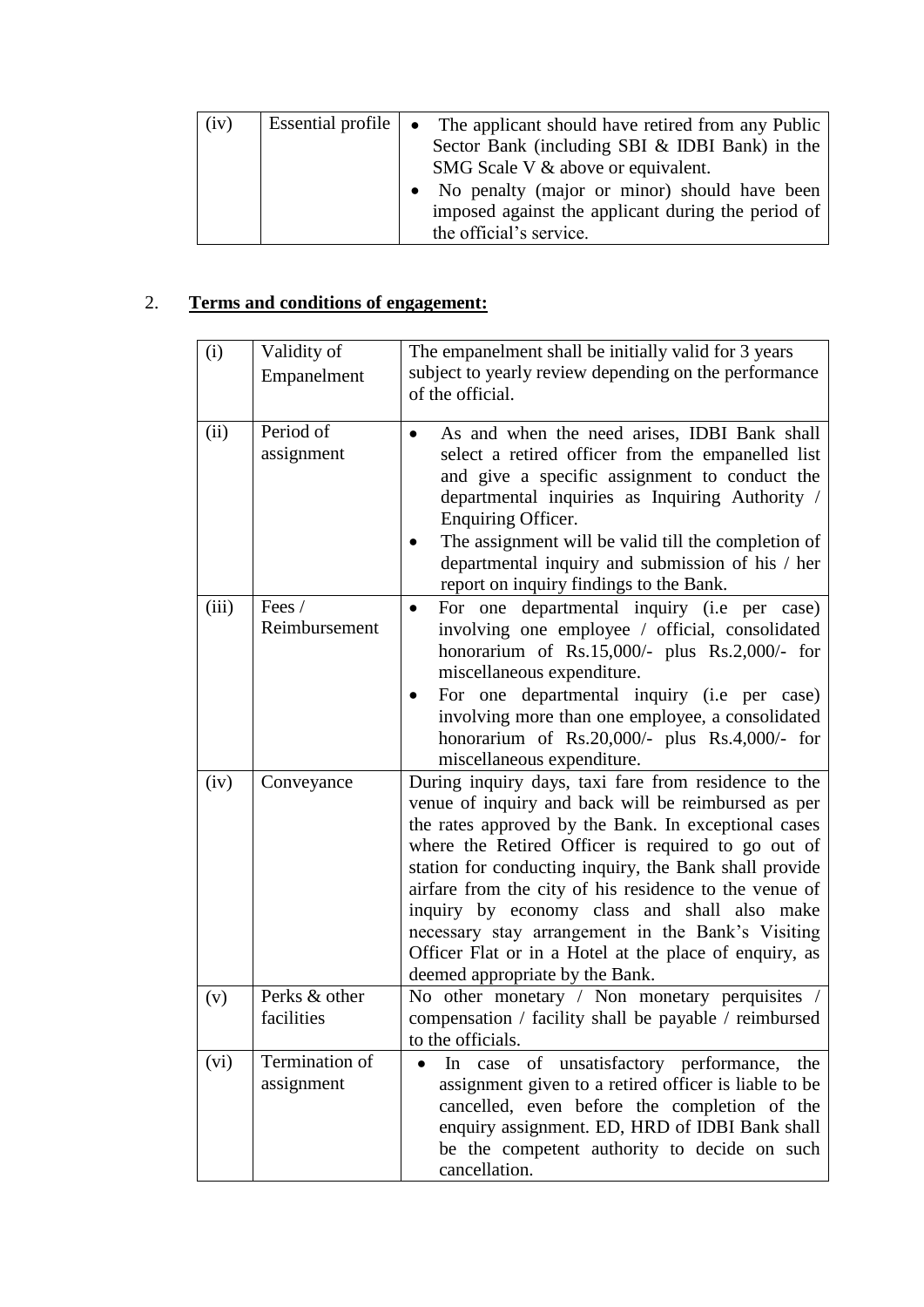| (iv) | Essential profile | • The applicant should have retired from any Public Sector Bank (including SBI & IDBI Bank) in the SMG Scale V & above or equivalent.<br>• No penalty (major or minor) should have been imposed against the applicant during the period of the official's service. |
|---|---|---|

## 2. Terms and conditions of engagement:

| (i) | Validity of Empanelment | The empanelment shall be initially valid for 3 years subject to yearly review depending on the performance of the official. |
|---|---|---|
| (ii) | Period of assignment | • As and when the need arises, IDBI Bank shall select a retired officer from the empanelled list and give a specific assignment to conduct the departmental inquiries as Inquiring Authority / Enquiring Officer.<br>• The assignment will be valid till the completion of departmental inquiry and submission of his / her report on inquiry findings to the Bank. |
| (iii) | Fees / Reimbursement | • For one departmental inquiry (i.e per case) involving one employee / official, consolidated honorarium of Rs.15,000/- plus Rs.2,000/- for miscellaneous expenditure.<br>• For one departmental inquiry (i.e per case) involving more than one employee, a consolidated honorarium of Rs.20,000/- plus Rs.4,000/- for miscellaneous expenditure. |
| (iv) | Conveyance | During inquiry days, taxi fare from residence to the venue of inquiry and back will be reimbursed as per the rates approved by the Bank. In exceptional cases where the Retired Officer is required to go out of station for conducting inquiry, the Bank shall provide airfare from the city of his residence to the venue of inquiry by economy class and shall also make necessary stay arrangement in the Bank's Visiting Officer Flat or in a Hotel at the place of enquiry, as deemed appropriate by the Bank. |
| (v) | Perks & other facilities | No other monetary / Non monetary perquisites / compensation / facility shall be payable / reimbursed to the officials. |
| (vi) | Termination of assignment | • In case of unsatisfactory performance, the assignment given to a retired officer is liable to be cancelled, even before the completion of the enquiry assignment. ED, HRD of IDBI Bank shall be the competent authority to decide on such cancellation. |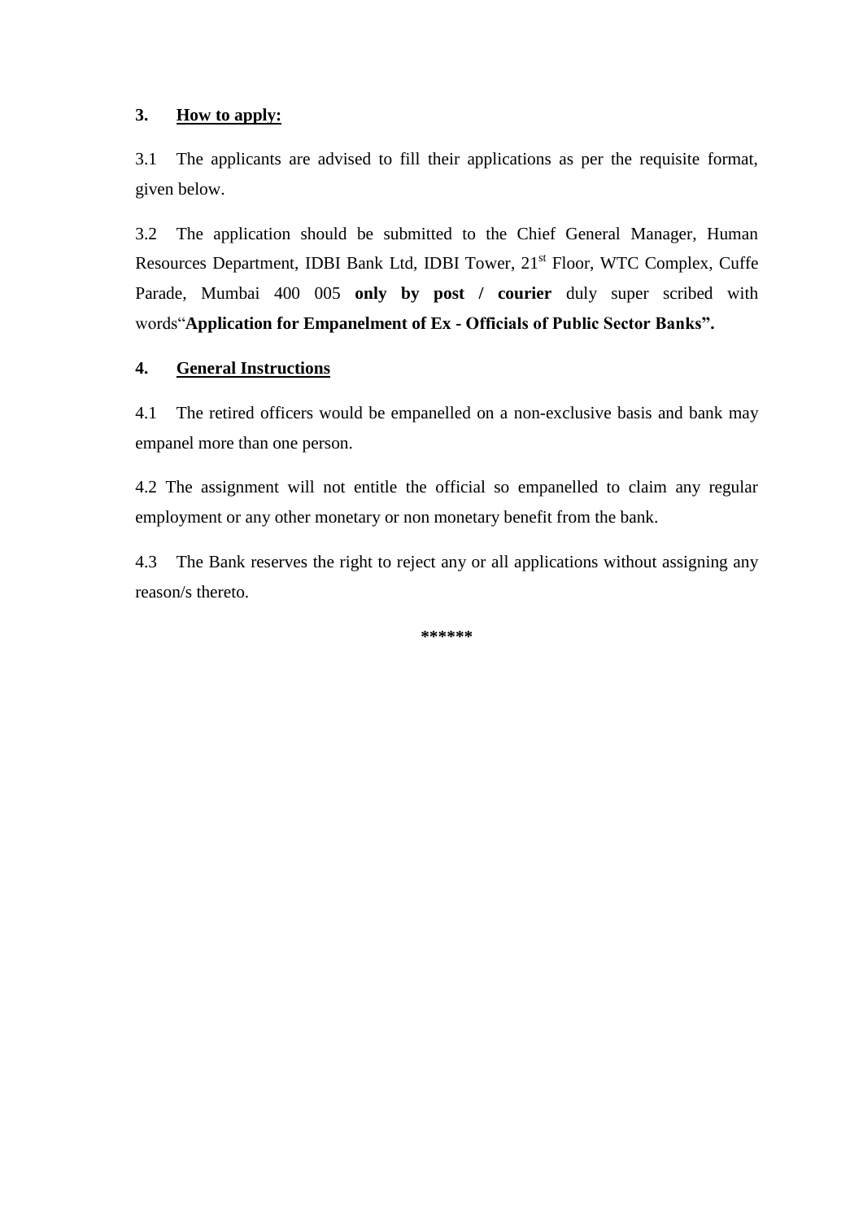### 3. <u>How to apply:</u>

3.1 The applicants are advised to fill their applications as per the requisite format, given below.

3.2 The application should be submitted to the Chief General Manager, Human Resources Department, IDBI Bank Ltd, IDBI Tower, 21st Floor, WTC Complex, Cuffe Parade, Mumbai 400 005 **only by post / courier** duly super scribed with words"**Application for Empanelment of Ex - Officials of Public Sector Banks".**

### 4. <u>General Instructions</u>

4.1 The retired officers would be empanelled on a non-exclusive basis and bank may empanel more than one person.

4.2 The assignment will not entitle the official so empanelled to claim any regular employment or any other monetary or non monetary benefit from the bank.

4.3 The Bank reserves the right to reject any or all applications without assigning any reason/s thereto.

******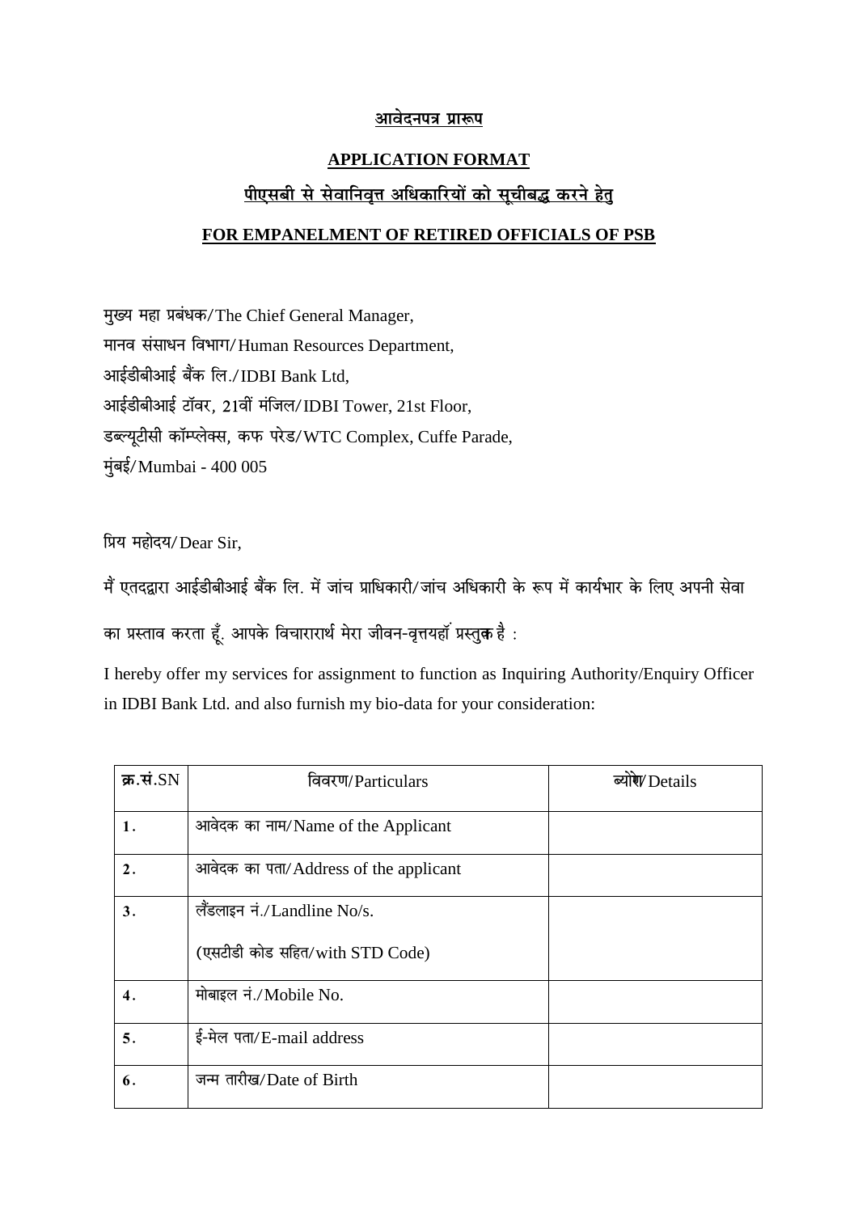**<u>आवेदनपत्र प्रारूप</u>**

**<u>APPLICATION FORMAT</u>**

**<u>पीएसबी से सेवानिवृत्त अधिकारियों को सूचीबद्ध करने हेतु</u>**

**<u>FOR EMPANELMENT OF RETIRED OFFICIALS OF PSB</u>**

मुख्य महा प्रबंधक/The Chief General Manager,
मानव संसाधन विभाग/Human Resources Department,
आईडीबीआई बैंक लि./IDBI Bank Ltd,
आईडीबीआई टॉवर, 21वीं मंजिल/IDBI Tower, 21st Floor,
डब्ल्यूटीसी कॉम्प्लेक्स, कफ परेड/WTC Complex, Cuffe Parade,
मुंबई/Mumbai - 400 005

प्रिय महोदय/Dear Sir,

मैं एतदद्वारा आईडीबीआई बैंक लि. में जांच प्राधिकारी/जांच अधिकारी के रूप में कार्यभार के लिए अपनी सेवा का प्रस्ताव करता हूँ. आपके विचारार्थ मेरा जीवन-वृत्तयहाँ प्रस्तुत है :

I hereby offer my services for assignment to function as Inquiring Authority/Enquiry Officer in IDBI Bank Ltd. and also furnish my bio-data for your consideration:

| क्र.सं.SN | विवरण/Particulars | ब्योरा/Details |
|---|---|---|
| **1.** | आवेदक का नाम/Name of the Applicant | |
| **2.** | आवेदक का पता/Address of the applicant | |
| **3.** | लैंडलाइन नं./Landline No/s. (एसटीडी कोड सहित/with STD Code) | |
| **4.** | मोबाइल नं./Mobile No. | |
| **5.** | ई-मेल पता/E-mail address | |
| **6.** | जन्म तारीख/Date of Birth | |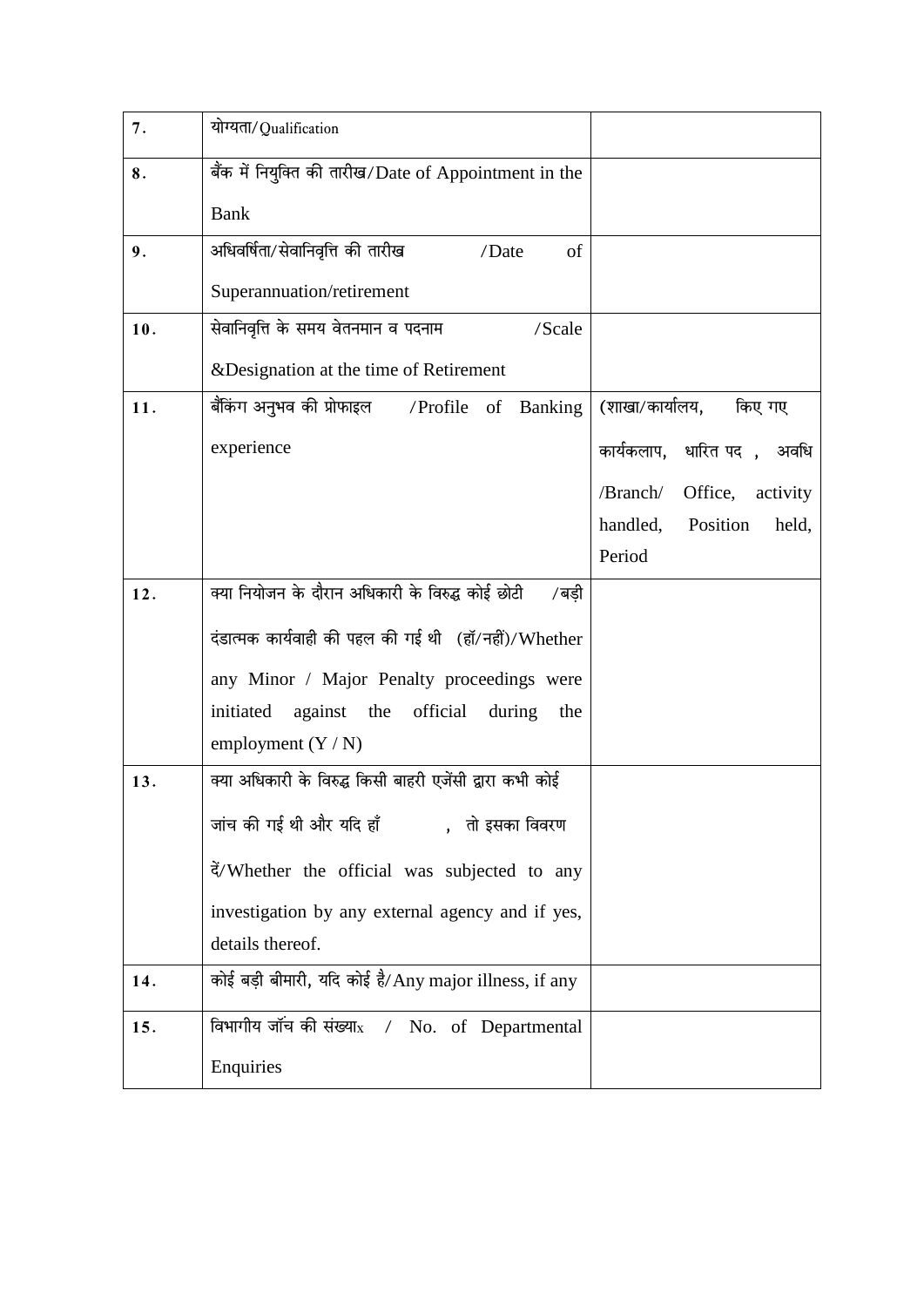| 7. | योग्यता/Qualification | |
|---|---|---|
| 8. | बैंक में नियुक्ति की तारीख/Date of Appointment in the Bank | |
| 9. | अधिवर्षिता/सेवानिवृत्ति की तारीख /Date of Superannuation/retirement | |
| 10. | सेवानिवृत्ति के समय वेतनमान व पदनाम /Scale &Designation at the time of Retirement | |
| 11. | बैंकिंग अनुभव की प्रोफाइल /Profile of Banking experience | (शाखा/कार्यालय, किए गए कार्यकलाप, धारित पद , अवधि /Branch/ Office, activity handled, Position held, Period |
| 12. | क्या नियोजन के दौरान अधिकारी के विरुद्ध कोई छोटी /बड़ी दंडात्मक कार्यवाही की पहल की गई थी (हॉ/नहीं)/Whether any Minor / Major Penalty proceedings were initiated against the official during the employment (Y / N) | |
| 13. | क्या अधिकारी के विरुद्ध किसी बाहरी एजेंसी द्वारा कभी कोई जांच की गई थी और यदि हाँ , तो इसका विवरण दें/Whether the official was subjected to any investigation by any external agency and if yes, details thereof. | |
| 14. | कोई बड़ी बीमारी, यदि कोई है/Any major illness, if any | |
| 15. | विभागीय जॉच की संख्याx / No. of Departmental Enquiries | |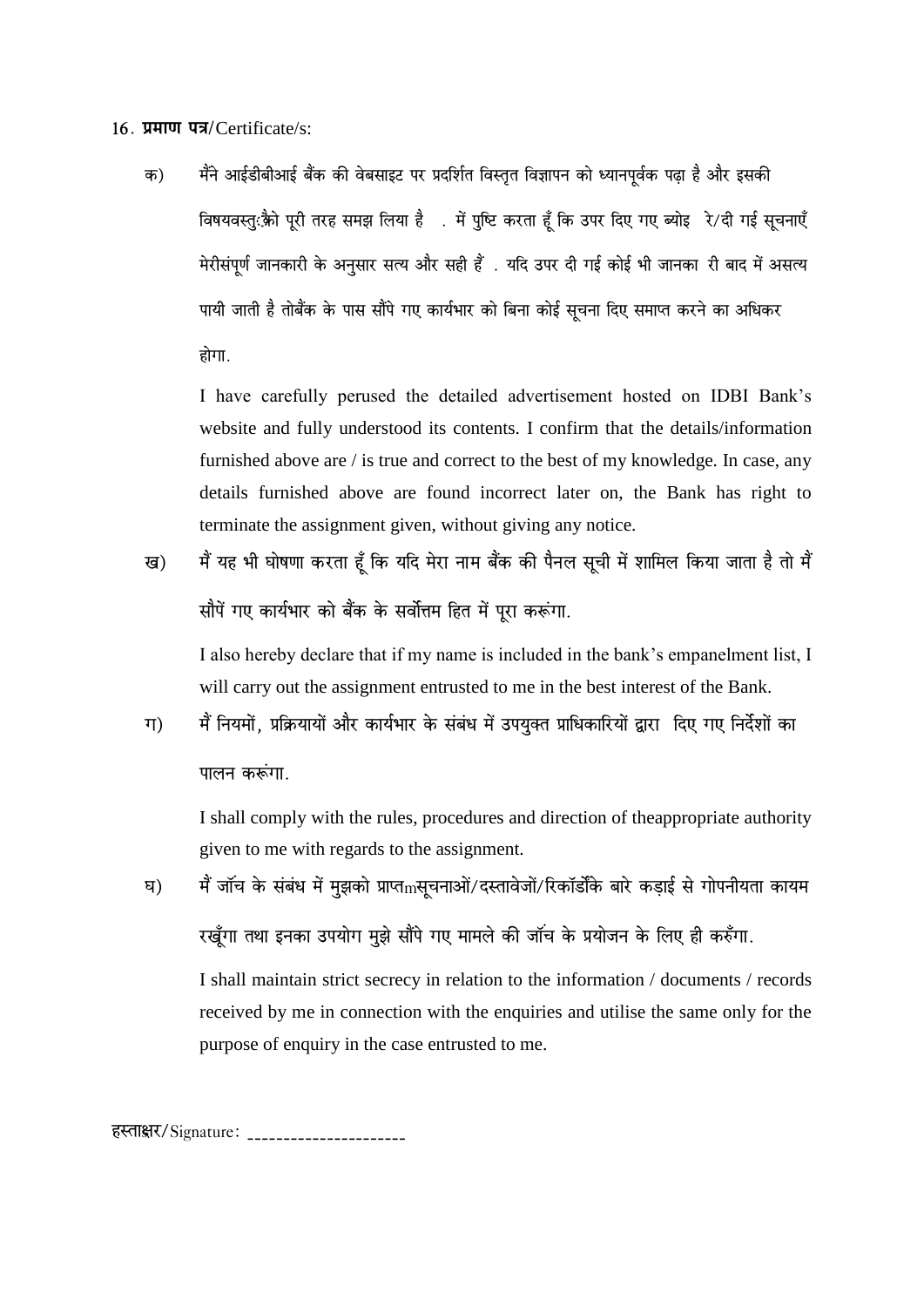16. **प्रमाण पत्र**/Certificate/s:

क) मैंने आईडीबीआई बैंक की वेबसाइट पर प्रदर्शित विस्तृत विज्ञापन को ध्यानपूर्वक पढ़ा है और इसकी विषयवस्तुःको पूरी तरह समझ लिया है . में पुष्टि करता हूँ कि उपर दिए गए ब्योइ रे/दी गई सूचनाएँ मेरीसंपूर्ण जानकारी के अनुसार सत्य और सही हैं . यदि उपर दी गई कोई भी जानका री बाद में असत्य पायी जाती है तोबैंक के पास सौंपे गए कार्यभार को बिना कोई सूचना दिए समाप्त करने का अधिकर होगा.

I have carefully perused the detailed advertisement hosted on IDBI Bank's website and fully understood its contents. I confirm that the details/information furnished above are / is true and correct to the best of my knowledge. In case, any details furnished above are found incorrect later on, the Bank has right to terminate the assignment given, without giving any notice.

ख) मैं यह भी घोषणा करता हूँ कि यदि मेरा नाम बैंक की पैनल सूची में शामिल किया जाता है तो मैं सौपें गए कार्यभार को बैंक के सर्वोत्तम हित में पूरा करूंगा.

I also hereby declare that if my name is included in the bank's empanelment list, I will carry out the assignment entrusted to me in the best interest of the Bank.

ग) मैं नियमों, प्रक्रियायों और कार्यभार के संबंध में उपयुक्त प्राधिकारियों द्वारा दिए गए निर्देशों का पालन करूंगा.

I shall comply with the rules, procedures and direction of theappropriate authority given to me with regards to the assignment.

घ) मैं जॉच के संबंध में मुझको प्राप्तmसूचनाओं/दस्तावेजों/रिकॉर्डोंके बारे कड़ाई से गोपनीयता कायम रखूँगा तथा इनका उपयोग मुझे सौंपे गए मामले की जॉच के प्रयोजन के लिए ही करुँगा.

I shall maintain strict secrecy in relation to the information / documents / records received by me in connection with the enquiries and utilise the same only for the purpose of enquiry in the case entrusted to me.

हस्ताक्षर/Signature: ______________________